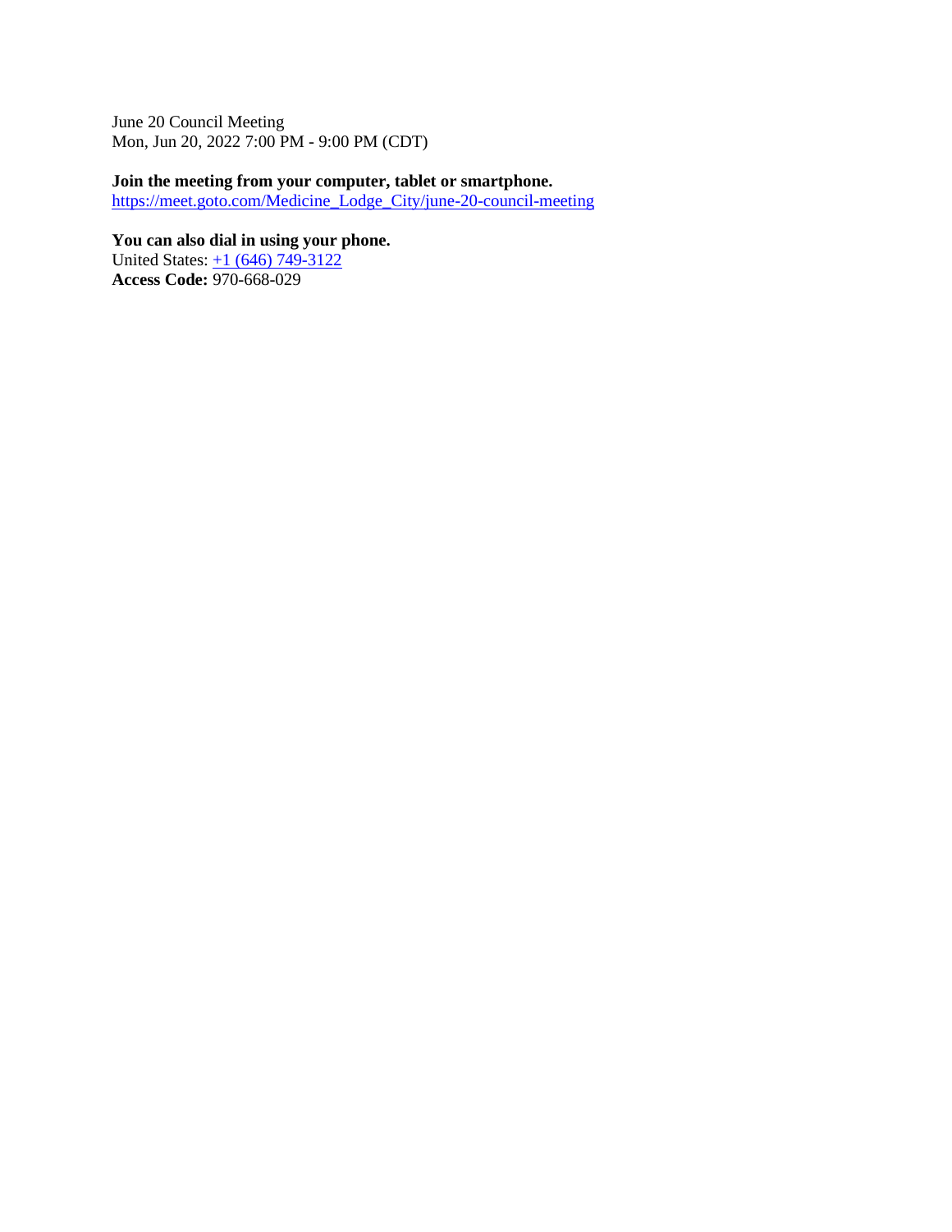June 20 Council Meeting
Mon, Jun 20, 2022 7:00 PM - 9:00 PM (CDT)

**Join the meeting from your computer, tablet or smartphone.**
https://meet.goto.com/Medicine_Lodge_City/june-20-council-meeting

**You can also dial in using your phone.**
United States: +1 (646) 749-3122
**Access Code:** 970-668-029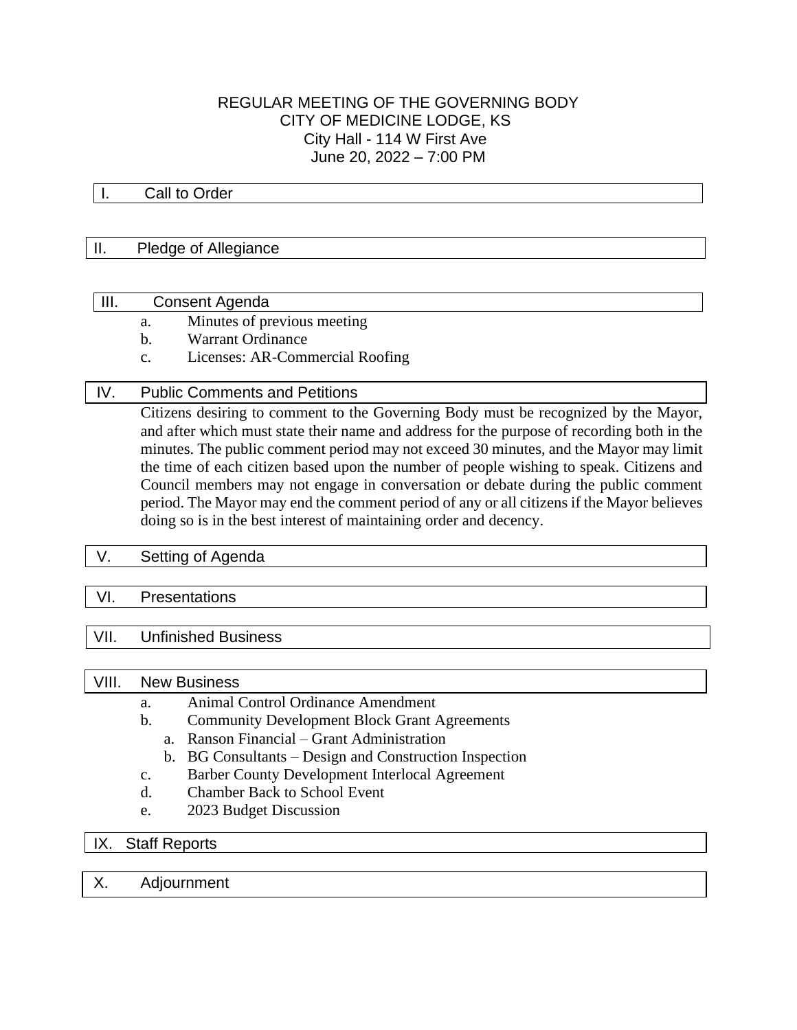# REGULAR MEETING OF THE GOVERNING BODY
## CITY OF MEDICINE LODGE, KS

City Hall - 114 W First Ave
June 20, 2022 – 7:00 PM

## I. Call to Order

## II. Pledge of Allegiance

## III. Consent Agenda

a. Minutes of previous meeting
b. Warrant Ordinance
c. Licenses: AR-Commercial Roofing

## IV. Public Comments and Petitions

Citizens desiring to comment to the Governing Body must be recognized by the Mayor, and after which must state their name and address for the purpose of recording both in the minutes. The public comment period may not exceed 30 minutes, and the Mayor may limit the time of each citizen based upon the number of people wishing to speak. Citizens and Council members may not engage in conversation or debate during the public comment period. The Mayor may end the comment period of any or all citizens if the Mayor believes doing so is in the best interest of maintaining order and decency.

## V. Setting of Agenda

## VI. Presentations

## VII. Unfinished Business

## VIII. New Business

a. Animal Control Ordinance Amendment
b. Community Development Block Grant Agreements
   a. Ranson Financial – Grant Administration
   b. BG Consultants – Design and Construction Inspection
c. Barber County Development Interlocal Agreement
d. Chamber Back to School Event
e. 2023 Budget Discussion

## IX. Staff Reports

## X. Adjournment